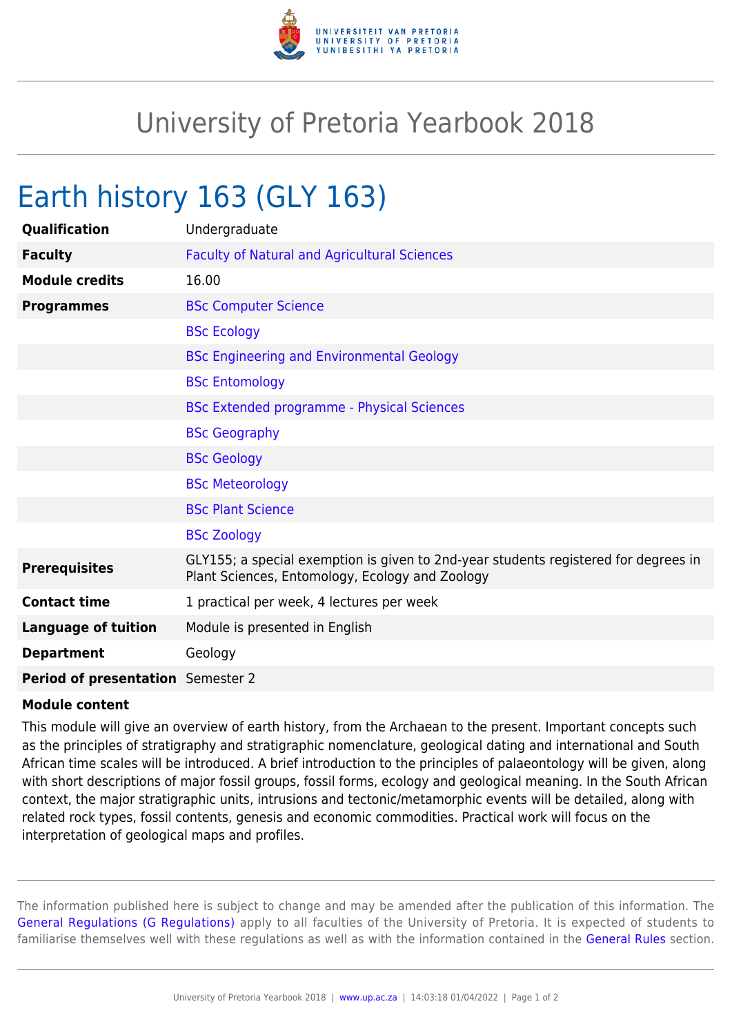# University of Pretoria Yearbook 2018

## Earth history 163 (GLY 163)

| | |
|---|---|
| **Qualification** | Undergraduate |
| **Faculty** | Faculty of Natural and Agricultural Sciences |
| **Module credits** | 16.00 |
| **Programmes** | BSc Computer Science |
| | BSc Ecology |
| | BSc Engineering and Environmental Geology |
| | BSc Entomology |
| | BSc Extended programme - Physical Sciences |
| | BSc Geography |
| | BSc Geology |
| | BSc Meteorology |
| | BSc Plant Science |
| | BSc Zoology |
| **Prerequisites** | GLY155; a special exemption is given to 2nd-year students registered for degrees in Plant Sciences, Entomology, Ecology and Zoology |
| **Contact time** | 1 practical per week, 4 lectures per week |
| **Language of tuition** | Module is presented in English |
| **Department** | Geology |
| **Period of presentation** | Semester 2 |

**Module content**

This module will give an overview of earth history, from the Archaean to the present. Important concepts such as the principles of stratigraphy and stratigraphic nomenclature, geological dating and international and South African time scales will be introduced. A brief introduction to the principles of palaeontology will be given, along with short descriptions of major fossil groups, fossil forms, ecology and geological meaning. In the South African context, the major stratigraphic units, intrusions and tectonic/metamorphic events will be detailed, along with related rock types, fossil contents, genesis and economic commodities. Practical work will focus on the interpretation of geological maps and profiles.

The information published here is subject to change and may be amended after the publication of this information. The General Regulations (G Regulations) apply to all faculties of the University of Pretoria. It is expected of students to familiarise themselves well with these regulations as well as with the information contained in the General Rules section.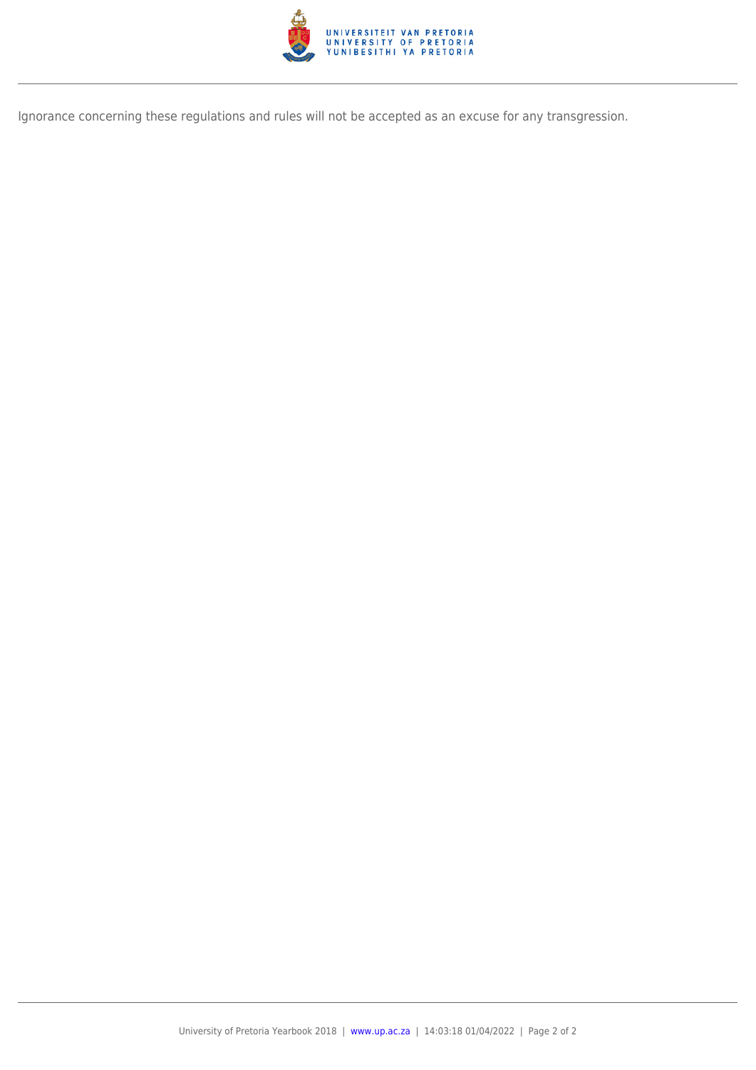Ignorance concerning these regulations and rules will not be accepted as an excuse for any transgression.